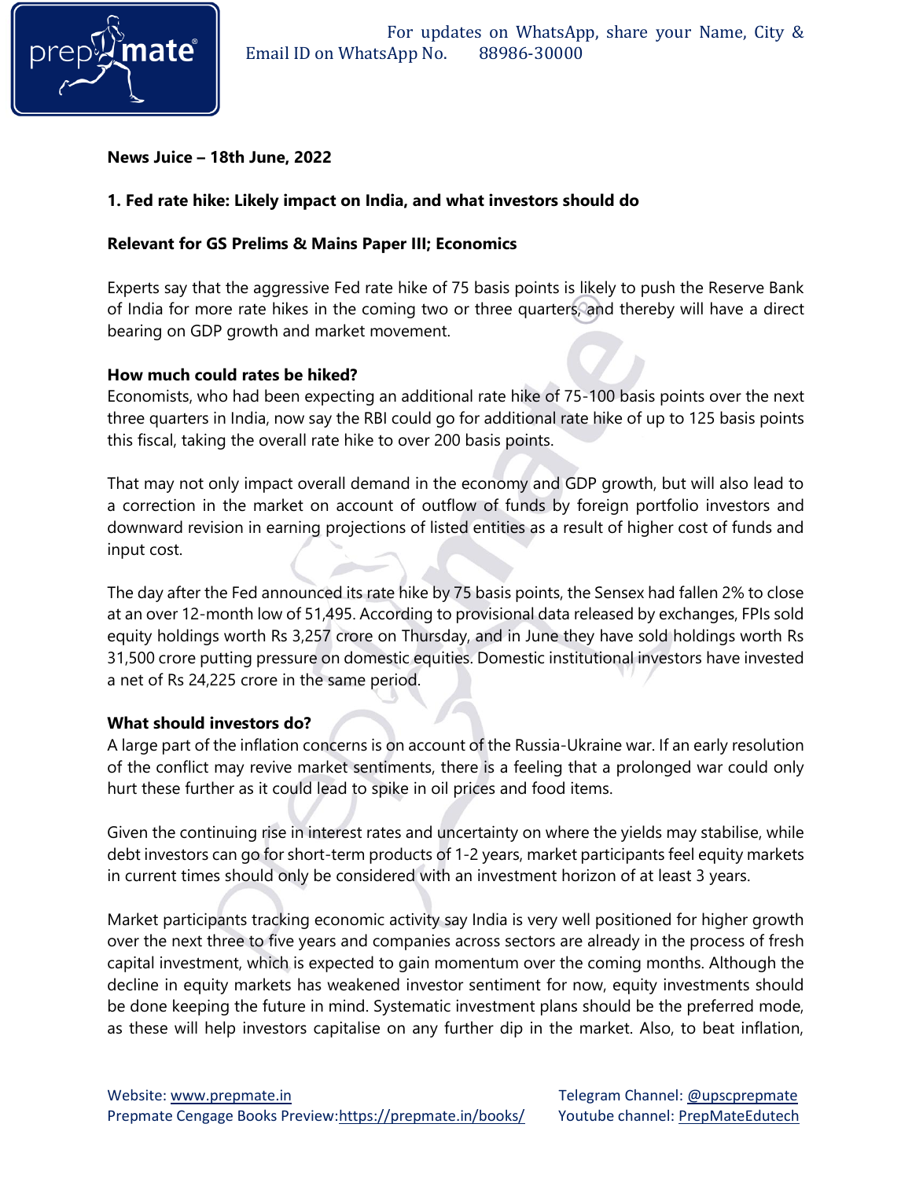**News Juice – 18th June, 2022**

**1. Fed rate hike: Likely impact on India, and what investors should do**

**Relevant for GS Prelims & Mains Paper III; Economics**

Experts say that the aggressive Fed rate hike of 75 basis points is likely to push the Reserve Bank of India for more rate hikes in the coming two or three quarters, and thereby will have a direct bearing on GDP growth and market movement.

**How much could rates be hiked?**

Economists, who had been expecting an additional rate hike of 75-100 basis points over the next three quarters in India, now say the RBI could go for additional rate hike of up to 125 basis points this fiscal, taking the overall rate hike to over 200 basis points.

That may not only impact overall demand in the economy and GDP growth, but will also lead to a correction in the market on account of outflow of funds by foreign portfolio investors and downward revision in earning projections of listed entities as a result of higher cost of funds and input cost.

The day after the Fed announced its rate hike by 75 basis points, the Sensex had fallen 2% to close at an over 12-month low of 51,495. According to provisional data released by exchanges, FPIs sold equity holdings worth Rs 3,257 crore on Thursday, and in June they have sold holdings worth Rs 31,500 crore putting pressure on domestic equities. Domestic institutional investors have invested a net of Rs 24,225 crore in the same period.

**What should investors do?**

A large part of the inflation concerns is on account of the Russia-Ukraine war. If an early resolution of the conflict may revive market sentiments, there is a feeling that a prolonged war could only hurt these further as it could lead to spike in oil prices and food items.

Given the continuing rise in interest rates and uncertainty on where the yields may stabilise, while debt investors can go for short-term products of 1-2 years, market participants feel equity markets in current times should only be considered with an investment horizon of at least 3 years.

Market participants tracking economic activity say India is very well positioned for higher growth over the next three to five years and companies across sectors are already in the process of fresh capital investment, which is expected to gain momentum over the coming months. Although the decline in equity markets has weakened investor sentiment for now, equity investments should be done keeping the future in mind. Systematic investment plans should be the preferred mode, as these will help investors capitalise on any further dip in the market. Also, to beat inflation,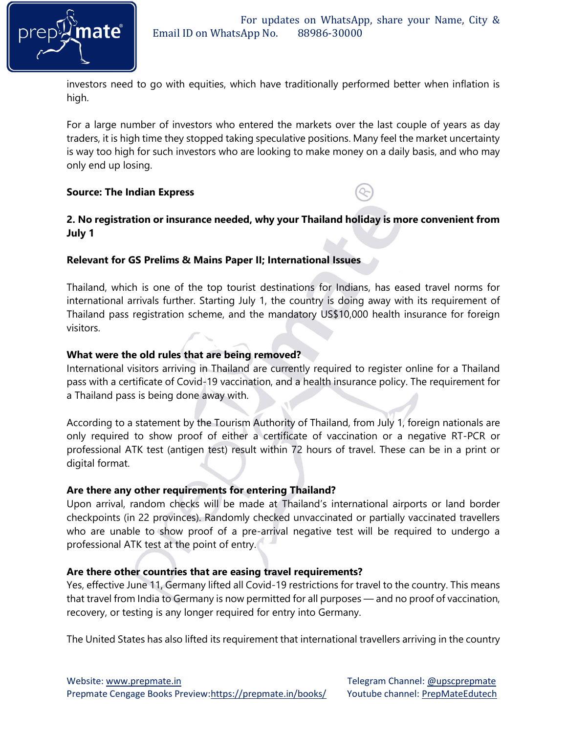investors need to go with equities, which have traditionally performed better when inflation is high.

For a large number of investors who entered the markets over the last couple of years as day traders, it is high time they stopped taking speculative positions. Many feel the market uncertainty is way too high for such investors who are looking to make money on a daily basis, and who may only end up losing.

**Source: The Indian Express**

## 2. No registration or insurance needed, why your Thailand holiday is more convenient from July 1

**Relevant for GS Prelims & Mains Paper II; International Issues**

Thailand, which is one of the top tourist destinations for Indians, has eased travel norms for international arrivals further. Starting July 1, the country is doing away with its requirement of Thailand pass registration scheme, and the mandatory US$10,000 health insurance for foreign visitors.

**What were the old rules that are being removed?**

International visitors arriving in Thailand are currently required to register online for a Thailand pass with a certificate of Covid-19 vaccination, and a health insurance policy. The requirement for a Thailand pass is being done away with.

According to a statement by the Tourism Authority of Thailand, from July 1, foreign nationals are only required to show proof of either a certificate of vaccination or a negative RT-PCR or professional ATK test (antigen test) result within 72 hours of travel. These can be in a print or digital format.

**Are there any other requirements for entering Thailand?**

Upon arrival, random checks will be made at Thailand's international airports or land border checkpoints (in 22 provinces). Randomly checked unvaccinated or partially vaccinated travellers who are unable to show proof of a pre-arrival negative test will be required to undergo a professional ATK test at the point of entry.

**Are there other countries that are easing travel requirements?**

Yes, effective June 11, Germany lifted all Covid-19 restrictions for travel to the country. This means that travel from India to Germany is now permitted for all purposes — and no proof of vaccination, recovery, or testing is any longer required for entry into Germany.

The United States has also lifted its requirement that international travellers arriving in the country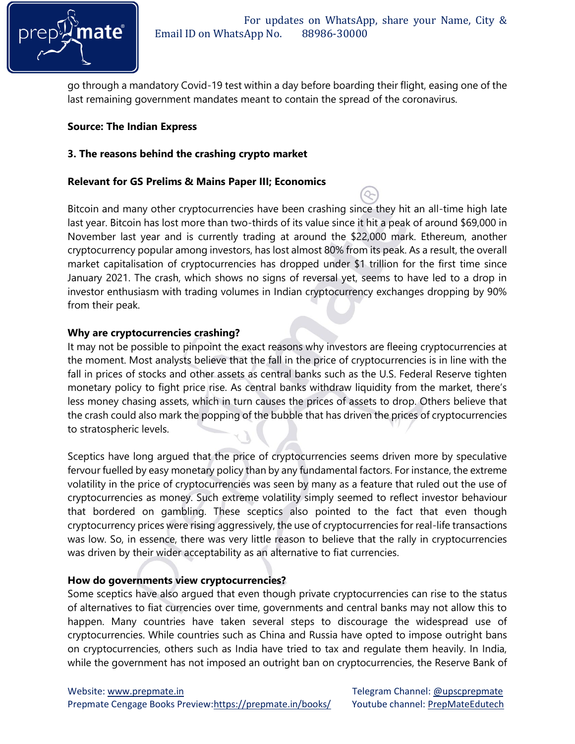go through a mandatory Covid-19 test within a day before boarding their flight, easing one of the last remaining government mandates meant to contain the spread of the coronavirus.

**Source: The Indian Express**

### 3. The reasons behind the crashing crypto market

**Relevant for GS Prelims & Mains Paper III; Economics**

Bitcoin and many other cryptocurrencies have been crashing since they hit an all-time high late last year. Bitcoin has lost more than two-thirds of its value since it hit a peak of around $69,000 in November last year and is currently trading at around the $22,000 mark. Ethereum, another cryptocurrency popular among investors, has lost almost 80% from its peak. As a result, the overall market capitalisation of cryptocurrencies has dropped under $1 trillion for the first time since January 2021. The crash, which shows no signs of reversal yet, seems to have led to a drop in investor enthusiasm with trading volumes in Indian cryptocurrency exchanges dropping by 90% from their peak.

**Why are cryptocurrencies crashing?**

It may not be possible to pinpoint the exact reasons why investors are fleeing cryptocurrencies at the moment. Most analysts believe that the fall in the price of cryptocurrencies is in line with the fall in prices of stocks and other assets as central banks such as the U.S. Federal Reserve tighten monetary policy to fight price rise. As central banks withdraw liquidity from the market, there's less money chasing assets, which in turn causes the prices of assets to drop. Others believe that the crash could also mark the popping of the bubble that has driven the prices of cryptocurrencies to stratospheric levels.

Sceptics have long argued that the price of cryptocurrencies seems driven more by speculative fervour fuelled by easy monetary policy than by any fundamental factors. For instance, the extreme volatility in the price of cryptocurrencies was seen by many as a feature that ruled out the use of cryptocurrencies as money. Such extreme volatility simply seemed to reflect investor behaviour that bordered on gambling. These sceptics also pointed to the fact that even though cryptocurrency prices were rising aggressively, the use of cryptocurrencies for real-life transactions was low. So, in essence, there was very little reason to believe that the rally in cryptocurrencies was driven by their wider acceptability as an alternative to fiat currencies.

**How do governments view cryptocurrencies?**

Some sceptics have also argued that even though private cryptocurrencies can rise to the status of alternatives to fiat currencies over time, governments and central banks may not allow this to happen. Many countries have taken several steps to discourage the widespread use of cryptocurrencies. While countries such as China and Russia have opted to impose outright bans on cryptocurrencies, others such as India have tried to tax and regulate them heavily. In India, while the government has not imposed an outright ban on cryptocurrencies, the Reserve Bank of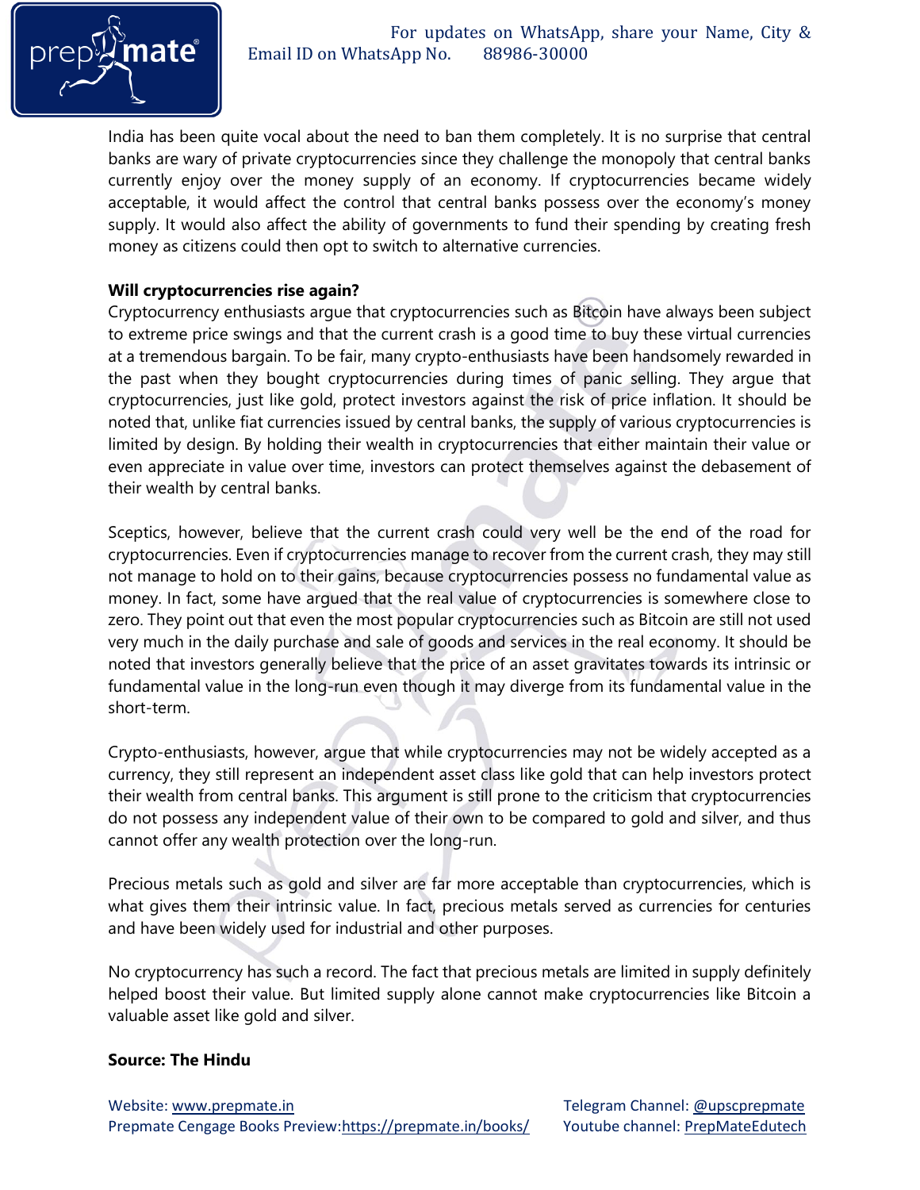India has been quite vocal about the need to ban them completely. It is no surprise that central banks are wary of private cryptocurrencies since they challenge the monopoly that central banks currently enjoy over the money supply of an economy. If cryptocurrencies became widely acceptable, it would affect the control that central banks possess over the economy's money supply. It would also affect the ability of governments to fund their spending by creating fresh money as citizens could then opt to switch to alternative currencies.

**Will cryptocurrencies rise again?**

Cryptocurrency enthusiasts argue that cryptocurrencies such as Bitcoin have always been subject to extreme price swings and that the current crash is a good time to buy these virtual currencies at a tremendous bargain. To be fair, many crypto-enthusiasts have been handsomely rewarded in the past when they bought cryptocurrencies during times of panic selling. They argue that cryptocurrencies, just like gold, protect investors against the risk of price inflation. It should be noted that, unlike fiat currencies issued by central banks, the supply of various cryptocurrencies is limited by design. By holding their wealth in cryptocurrencies that either maintain their value or even appreciate in value over time, investors can protect themselves against the debasement of their wealth by central banks.

Sceptics, however, believe that the current crash could very well be the end of the road for cryptocurrencies. Even if cryptocurrencies manage to recover from the current crash, they may still not manage to hold on to their gains, because cryptocurrencies possess no fundamental value as money. In fact, some have argued that the real value of cryptocurrencies is somewhere close to zero. They point out that even the most popular cryptocurrencies such as Bitcoin are still not used very much in the daily purchase and sale of goods and services in the real economy. It should be noted that investors generally believe that the price of an asset gravitates towards its intrinsic or fundamental value in the long-run even though it may diverge from its fundamental value in the short-term.

Crypto-enthusiasts, however, argue that while cryptocurrencies may not be widely accepted as a currency, they still represent an independent asset class like gold that can help investors protect their wealth from central banks. This argument is still prone to the criticism that cryptocurrencies do not possess any independent value of their own to be compared to gold and silver, and thus cannot offer any wealth protection over the long-run.

Precious metals such as gold and silver are far more acceptable than cryptocurrencies, which is what gives them their intrinsic value. In fact, precious metals served as currencies for centuries and have been widely used for industrial and other purposes.

No cryptocurrency has such a record. The fact that precious metals are limited in supply definitely helped boost their value. But limited supply alone cannot make cryptocurrencies like Bitcoin a valuable asset like gold and silver.

**Source: The Hindu**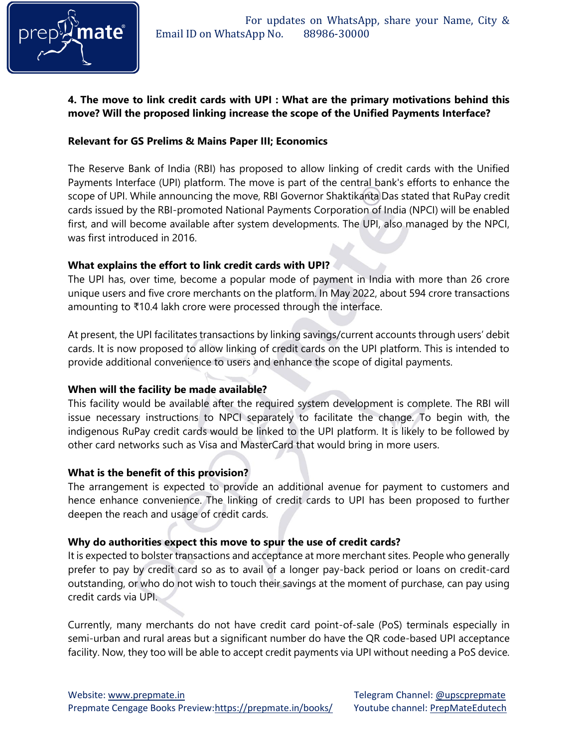**4. The move to link credit cards with UPI : What are the primary motivations behind this move? Will the proposed linking increase the scope of the Unified Payments Interface?**

**Relevant for GS Prelims & Mains Paper III; Economics**

The Reserve Bank of India (RBI) has proposed to allow linking of credit cards with the Unified Payments Interface (UPI) platform. The move is part of the central bank's efforts to enhance the scope of UPI. While announcing the move, RBI Governor Shaktikanta Das stated that RuPay credit cards issued by the RBI-promoted National Payments Corporation of India (NPCI) will be enabled first, and will become available after system developments. The UPI, also managed by the NPCI, was first introduced in 2016.

**What explains the effort to link credit cards with UPI?**

The UPI has, over time, become a popular mode of payment in India with more than 26 crore unique users and five crore merchants on the platform. In May 2022, about 594 crore transactions amounting to ₹10.4 lakh crore were processed through the interface.

At present, the UPI facilitates transactions by linking savings/current accounts through users' debit cards. It is now proposed to allow linking of credit cards on the UPI platform. This is intended to provide additional convenience to users and enhance the scope of digital payments.

**When will the facility be made available?**

This facility would be available after the required system development is complete. The RBI will issue necessary instructions to NPCI separately to facilitate the change. To begin with, the indigenous RuPay credit cards would be linked to the UPI platform. It is likely to be followed by other card networks such as Visa and MasterCard that would bring in more users.

**What is the benefit of this provision?**

The arrangement is expected to provide an additional avenue for payment to customers and hence enhance convenience. The linking of credit cards to UPI has been proposed to further deepen the reach and usage of credit cards.

**Why do authorities expect this move to spur the use of credit cards?**

It is expected to bolster transactions and acceptance at more merchant sites. People who generally prefer to pay by credit card so as to avail of a longer pay-back period or loans on credit-card outstanding, or who do not wish to touch their savings at the moment of purchase, can pay using credit cards via UPI.

Currently, many merchants do not have credit card point-of-sale (PoS) terminals especially in semi-urban and rural areas but a significant number do have the QR code-based UPI acceptance facility. Now, they too will be able to accept credit payments via UPI without needing a PoS device.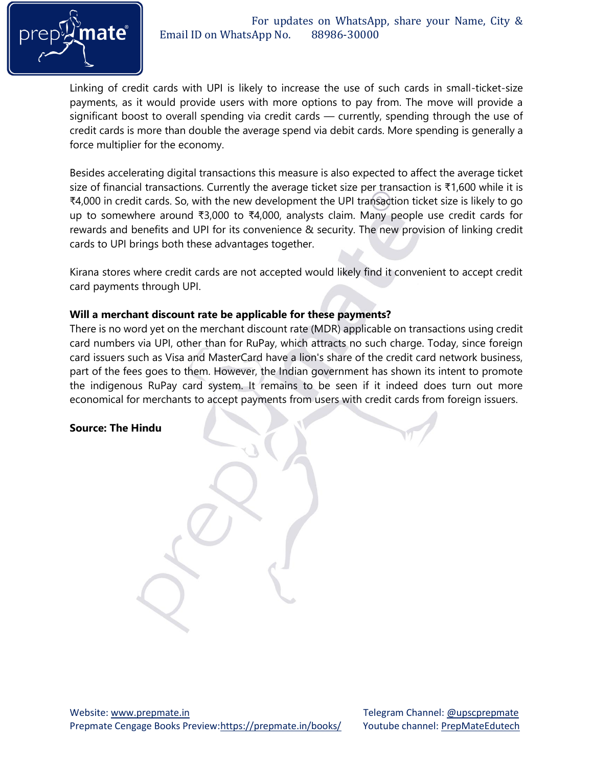Linking of credit cards with UPI is likely to increase the use of such cards in small-ticket-size payments, as it would provide users with more options to pay from. The move will provide a significant boost to overall spending via credit cards — currently, spending through the use of credit cards is more than double the average spend via debit cards. More spending is generally a force multiplier for the economy.

Besides accelerating digital transactions this measure is also expected to affect the average ticket size of financial transactions. Currently the average ticket size per transaction is ₹1,600 while it is ₹4,000 in credit cards. So, with the new development the UPI transaction ticket size is likely to go up to somewhere around ₹3,000 to ₹4,000, analysts claim. Many people use credit cards for rewards and benefits and UPI for its convenience & security. The new provision of linking credit cards to UPI brings both these advantages together.

Kirana stores where credit cards are not accepted would likely find it convenient to accept credit card payments through UPI.

**Will a merchant discount rate be applicable for these payments?**

There is no word yet on the merchant discount rate (MDR) applicable on transactions using credit card numbers via UPI, other than for RuPay, which attracts no such charge. Today, since foreign card issuers such as Visa and MasterCard have a lion's share of the credit card network business, part of the fees goes to them. However, the Indian government has shown its intent to promote the indigenous RuPay card system. It remains to be seen if it indeed does turn out more economical for merchants to accept payments from users with credit cards from foreign issuers.

**Source: The Hindu**